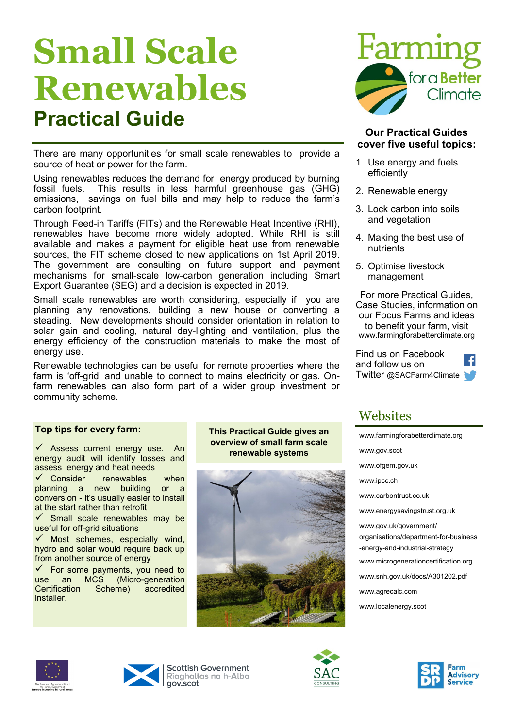# Small Scale Renewables

## Practical Guide

There are many opportunities for small scale renewables to provide a source of heat or power for the farm.

Using renewables reduces the demand for energy produced by burning fossil fuels. This results in less harmful greenhouse gas (GHG) emissions, savings on fuel bills and may help to reduce the farm's carbon footprint.

Through Feed-in Tariffs (FITs) and the Renewable Heat Incentive (RHI), renewables have become more widely adopted. While RHI is still available and makes a payment for eligible heat use from renewable sources, the FIT scheme closed to new applications on 1st April 2019. The government are consulting on future support and payment mechanisms for small-scale low-carbon generation including Smart Export Guarantee (SEG) and a decision is expected in 2019.

Small scale renewables are worth considering, especially if you are planning any renovations, building a new house or converting a steading. New developments should consider orientation in relation to solar gain and cooling, natural day-lighting and ventilation, plus the energy efficiency of the construction materials to make the most of energy use.

Renewable technologies can be useful for remote properties where the farm is 'off-grid' and unable to connect to mains electricity or gas. On-farm renewables can also form part of a wider group investment or community scheme.

### Top tips for every farm:

- ✓ Assess current energy use. An energy audit will identify losses and assess energy and heat needs
- ✓ Consider renewables when planning a new building or a conversion - it's usually easier to install at the start rather than retrofit
- ✓ Small scale renewables may be useful for off-grid situations
- ✓ Most schemes, especially wind, hydro and solar would require back up from another source of energy
- ✓ For some payments, you need to use an MCS (Micro-generation Certification Scheme) accredited installer.

**This Practical Guide gives an overview of small farm scale renewable systems**

### Our Practical Guides cover five useful topics:

1. Use energy and fuels efficiently
2. Renewable energy
3. Lock carbon into soils and vegetation
4. Making the best use of nutrients
5. Optimise livestock management

For more Practical Guides, Case Studies, information on our Focus Farms and ideas to benefit your farm, visit www.farmingforabetterclimate.org

Find us on Facebook and follow us on Twitter @SACFarm4Climate

## Websites

www.farmingforabetterclimate.org

www.gov.scot

www.ofgem.gov.uk

www.ipcc.ch

www.carbontrust.co.uk

www.energysavingstrust.org.uk

www.gov.uk/government/organisations/department-for-business-energy-and-industrial-strategy

www.microgenerationcertification.org

www.snh.gov.uk/docs/A301202.pdf

www.agrecalc.com

www.localenergy.scot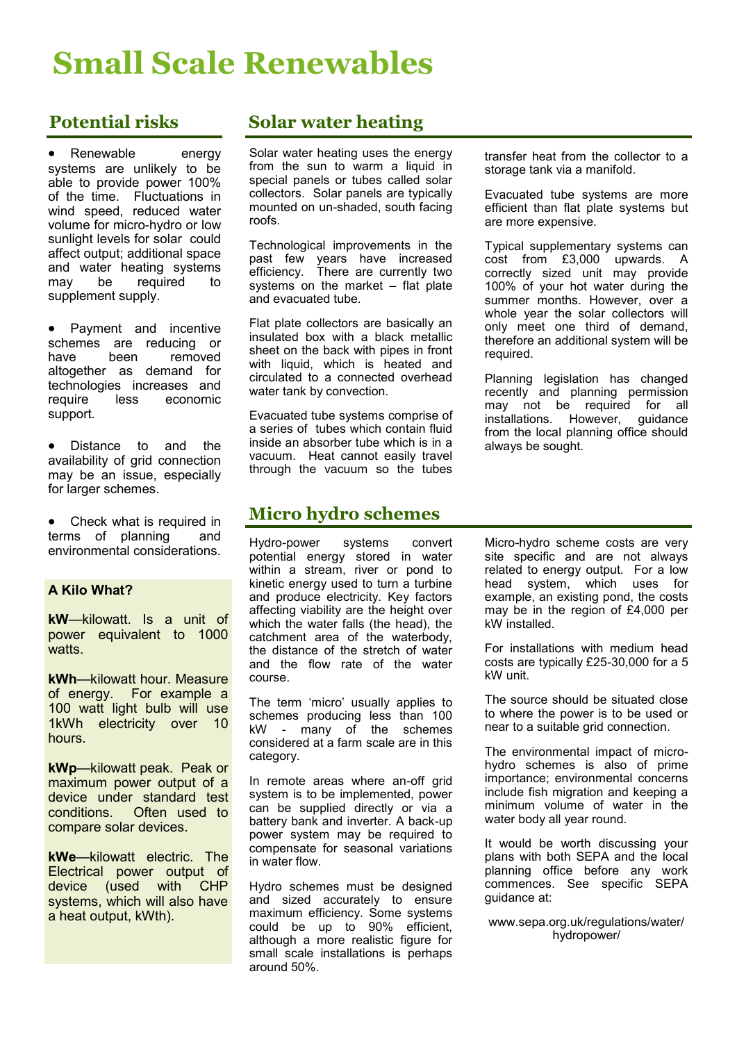# Small Scale Renewables

## Potential risks

- Renewable energy systems are unlikely to be able to provide power 100% of the time. Fluctuations in wind speed, reduced water volume for micro-hydro or low sunlight levels for solar could affect output; additional space and water heating systems may be required to supplement supply.
- Payment and incentive schemes are reducing or have been removed altogether as demand for technologies increases and require less economic support.
- Distance to and the availability of grid connection may be an issue, especially for larger schemes.
- Check what is required in terms of planning and environmental considerations.

### A Kilo What?

**kW**—kilowatt. Is a unit of power equivalent to 1000 watts.

**kWh**—kilowatt hour. Measure of energy. For example a 100 watt light bulb will use 1kWh electricity over 10 hours.

**kWp**—kilowatt peak. Peak or maximum power output of a device under standard test conditions. Often used to compare solar devices.

**kWe**—kilowatt electric. The Electrical power output of device (used with CHP systems, which will also have a heat output, kWth).

## Solar water heating

Solar water heating uses the energy from the sun to warm a liquid in special panels or tubes called solar collectors. Solar panels are typically mounted on un-shaded, south facing roofs.

Technological improvements in the past few years have increased efficiency. There are currently two systems on the market – flat plate and evacuated tube.

Flat plate collectors are basically an insulated box with a black metallic sheet on the back with pipes in front with liquid, which is heated and circulated to a connected overhead water tank by convection.

Evacuated tube systems comprise of a series of tubes which contain fluid inside an absorber tube which is in a vacuum. Heat cannot easily travel through the vacuum so the tubes transfer heat from the collector to a storage tank via a manifold.

Evacuated tube systems are more efficient than flat plate systems but are more expensive.

Typical supplementary systems can cost from £3,000 upwards. A correctly sized unit may provide 100% of your hot water during the summer months. However, over a whole year the solar collectors will only meet one third of demand, therefore an additional system will be required.

Planning legislation has changed recently and planning permission may not be required for all installations. However, guidance from the local planning office should always be sought.

## Micro hydro schemes

Hydro-power systems convert potential energy stored in water within a stream, river or pond to kinetic energy used to turn a turbine and produce electricity. Key factors affecting viability are the height over which the water falls (the head), the catchment area of the waterbody, the distance of the stretch of water and the flow rate of the water course.

The term 'micro' usually applies to schemes producing less than 100 kW - many of the schemes considered at a farm scale are in this category.

In remote areas where an-off grid system is to be implemented, power can be supplied directly or via a battery bank and inverter. A back-up power system may be required to compensate for seasonal variations in water flow.

Hydro schemes must be designed and sized accurately to ensure maximum efficiency. Some systems could be up to 90% efficient, although a more realistic figure for small scale installations is perhaps around 50%.

Micro-hydro scheme costs are very site specific and are not always related to energy output. For a low head system, which uses for example, an existing pond, the costs may be in the region of £4,000 per kW installed.

For installations with medium head costs are typically £25-30,000 for a 5 kW unit.

The source should be situated close to where the power is to be used or near to a suitable grid connection.

The environmental impact of micro-hydro schemes is also of prime importance; environmental concerns include fish migration and keeping a minimum volume of water in the water body all year round.

It would be worth discussing your plans with both SEPA and the local planning office before any work commences. See specific SEPA guidance at:

www.sepa.org.uk/regulations/water/hydropower/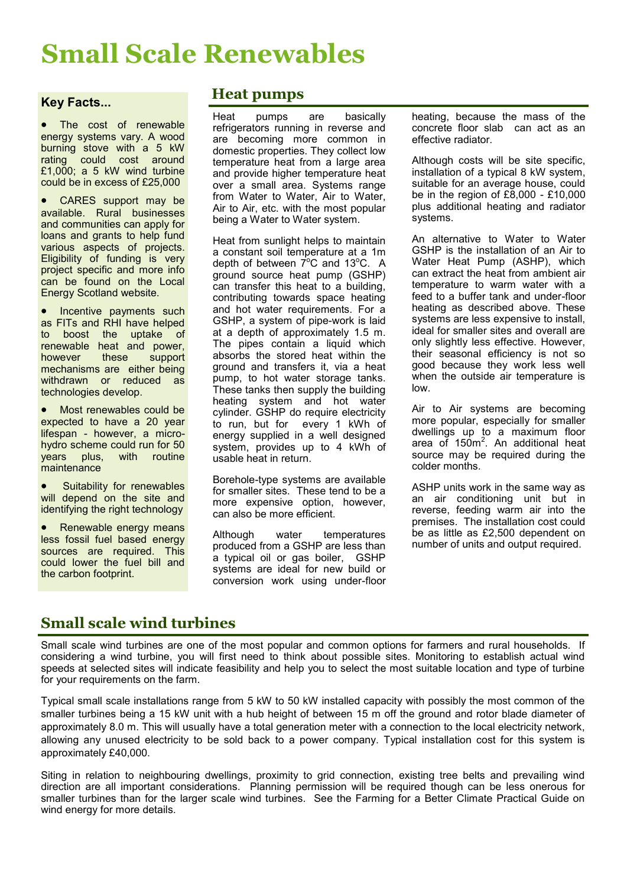# Small Scale Renewables

### Key Facts...

- The cost of renewable energy systems vary. A wood burning stove with a 5 kW rating could cost around £1,000; a 5 kW wind turbine could be in excess of £25,000
- CARES support may be available. Rural businesses and communities can apply for loans and grants to help fund various aspects of projects. Eligibility of funding is very project specific and more info can be found on the Local Energy Scotland website.
- Incentive payments such as FITs and RHI have helped to boost the uptake of renewable heat and power, however these support mechanisms are either being withdrawn or reduced as technologies develop.
- Most renewables could be expected to have a 20 year lifespan - however, a micro-hydro scheme could run for 50 years plus, with routine maintenance
- Suitability for renewables will depend on the site and identifying the right technology
- Renewable energy means less fossil fuel based energy sources are required. This could lower the fuel bill and the carbon footprint.

## Heat pumps

Heat pumps are basically refrigerators running in reverse and are becoming more common in domestic properties. They collect low temperature heat from a large area and provide higher temperature heat over a small area. Systems range from Water to Water, Air to Water, Air to Air, etc. with the most popular being a Water to Water system.

Heat from sunlight helps to maintain a constant soil temperature at a 1m depth of between 7°C and 13°C. A ground source heat pump (GSHP) can transfer this heat to a building, contributing towards space heating and hot water requirements. For a GSHP, a system of pipe-work is laid at a depth of approximately 1.5 m. The pipes contain a liquid which absorbs the stored heat within the ground and transfers it, via a heat pump, to hot water storage tanks. These tanks then supply the building heating system and hot water cylinder. GSHP do require electricity to run, but for every 1 kWh of energy supplied in a well designed system, provides up to 4 kWh of usable heat in return.

Borehole-type systems are available for smaller sites. These tend to be a more expensive option, however, can also be more efficient.

Although water temperatures produced from a GSHP are less than a typical oil or gas boiler, GSHP systems are ideal for new build or conversion work using under-floor heating, because the mass of the concrete floor slab can act as an effective radiator.

Although costs will be site specific, installation of a typical 8 kW system, suitable for an average house, could be in the region of £8,000 - £10,000 plus additional heating and radiator systems.

An alternative to Water to Water GSHP is the installation of an Air to Water Heat Pump (ASHP), which can extract the heat from ambient air temperature to warm water with a feed to a buffer tank and under-floor heating as described above. These systems are less expensive to install, ideal for smaller sites and overall are only slightly less effective. However, their seasonal efficiency is not so good because they work less well when the outside air temperature is low.

Air to Air systems are becoming more popular, especially for smaller dwellings up to a maximum floor area of 150m$^2$. An additional heat source may be required during the colder months.

ASHP units work in the same way as an air conditioning unit but in reverse, feeding warm air into the premises. The installation cost could be as little as £2,500 dependent on number of units and output required.

## Small scale wind turbines

Small scale wind turbines are one of the most popular and common options for farmers and rural households. If considering a wind turbine, you will first need to think about possible sites. Monitoring to establish actual wind speeds at selected sites will indicate feasibility and help you to select the most suitable location and type of turbine for your requirements on the farm.

Typical small scale installations range from 5 kW to 50 kW installed capacity with possibly the most common of the smaller turbines being a 15 kW unit with a hub height of between 15 m off the ground and rotor blade diameter of approximately 8.0 m. This will usually have a total generation meter with a connection to the local electricity network, allowing any unused electricity to be sold back to a power company. Typical installation cost for this system is approximately £40,000.

Siting in relation to neighbouring dwellings, proximity to grid connection, existing tree belts and prevailing wind direction are all important considerations. Planning permission will be required though can be less onerous for smaller turbines than for the larger scale wind turbines. See the Farming for a Better Climate Practical Guide on wind energy for more details.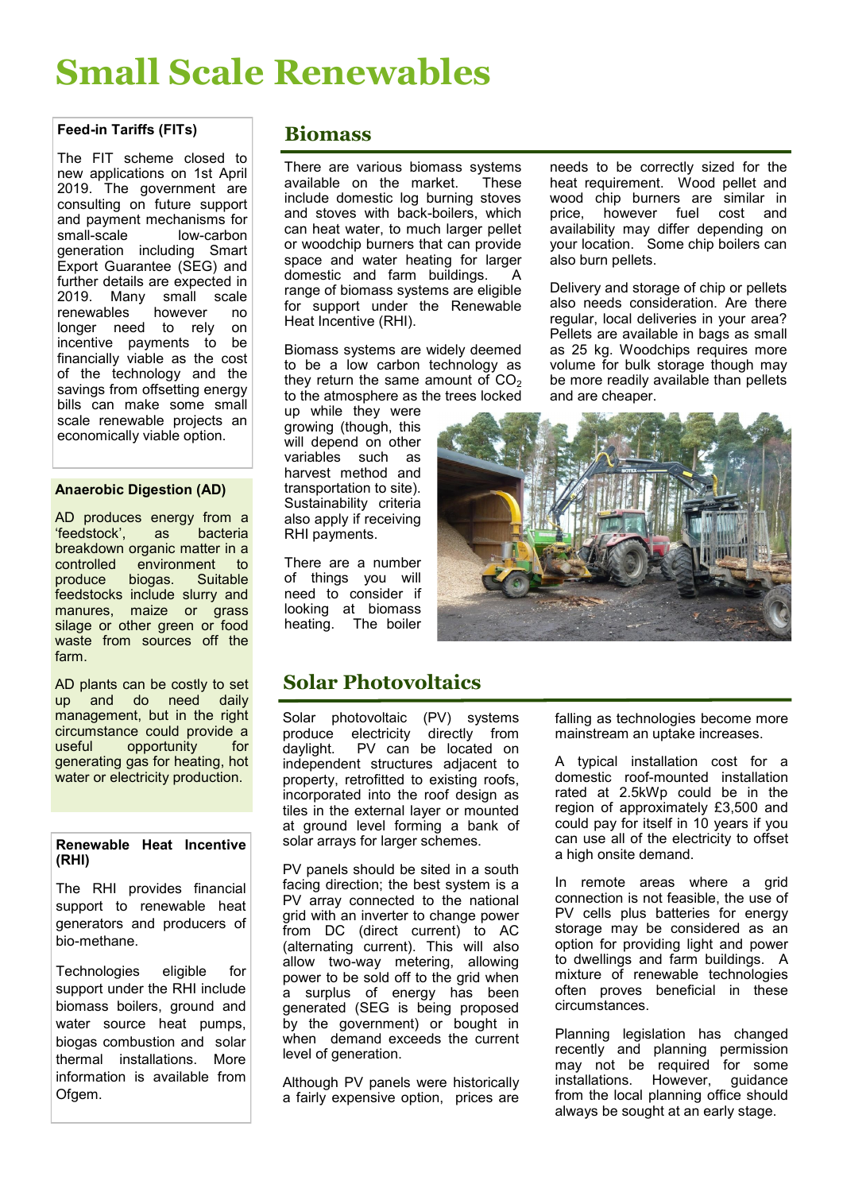# Small Scale Renewables

### Feed-in Tariffs (FITs)

The FIT scheme closed to new applications on 1st April 2019. The government are consulting on future support and payment mechanisms for small-scale low-carbon generation including Smart Export Guarantee (SEG) and further details are expected in 2019. Many small scale renewables however no longer need to rely on incentive payments to be financially viable as the cost of the technology and the savings from offsetting energy bills can make some small scale renewable projects an economically viable option.

### Anaerobic Digestion (AD)

AD produces energy from a 'feedstock', as bacteria breakdown organic matter in a controlled environment to produce biogas. Suitable feedstocks include slurry and manures, maize or grass silage or other green or food waste from sources off the farm.

AD plants can be costly to set up and do need daily management, but in the right circumstance could provide a useful opportunity for generating gas for heating, hot water or electricity production.

### Renewable Heat Incentive (RHI)

The RHI provides financial support to renewable heat generators and producers of bio-methane.

Technologies eligible for support under the RHI include biomass boilers, ground and water source heat pumps, biogas combustion and solar thermal installations. More information is available from Ofgem.

## Biomass

There are various biomass systems available on the market. These include domestic log burning stoves and stoves with back-boilers, which can heat water, to much larger pellet or woodchip burners that can provide space and water heating for larger domestic and farm buildings. A range of biomass systems are eligible for support under the Renewable Heat Incentive (RHI).

Biomass systems are widely deemed to be a low carbon technology as they return the same amount of $CO_2$ to the atmosphere as the trees locked up while they were growing (though, this will depend on other variables such as harvest method and transportation to site). Sustainability criteria also apply if receiving RHI payments.

There are a number of things you will need to consider if looking at biomass heating. The boiler needs to be correctly sized for the heat requirement. Wood pellet and wood chip burners are similar in price, however fuel cost and availability may differ depending on your location. Some chip boilers can also burn pellets.

Delivery and storage of chip or pellets also needs consideration. Are there regular, local deliveries in your area? Pellets are available in bags as small as 25 kg. Woodchips requires more volume for bulk storage though may be more readily available than pellets and are cheaper.

## Solar Photovoltaics

Solar photovoltaic (PV) systems produce electricity directly from daylight. PV can be located on independent structures adjacent to property, retrofitted to existing roofs, incorporated into the roof design as tiles in the external layer or mounted at ground level forming a bank of solar arrays for larger schemes.

PV panels should be sited in a south facing direction; the best system is a PV array connected to the national grid with an inverter to change power from DC (direct current) to AC (alternating current). This will also allow two-way metering, allowing power to be sold off to the grid when a surplus of energy has been generated (SEG is being proposed by the government) or bought in when demand exceeds the current level of generation.

Although PV panels were historically a fairly expensive option, prices are falling as technologies become more mainstream an uptake increases.

A typical installation cost for a domestic roof-mounted installation rated at 2.5kWp could be in the region of approximately £3,500 and could pay for itself in 10 years if you can use all of the electricity to offset a high onsite demand.

In remote areas where a grid connection is not feasible, the use of PV cells plus batteries for energy storage may be considered as an option for providing light and power to dwellings and farm buildings. A mixture of renewable technologies often proves beneficial in these circumstances.

Planning legislation has changed recently and planning permission may not be required for some installations. However, guidance from the local planning office should always be sought at an early stage.